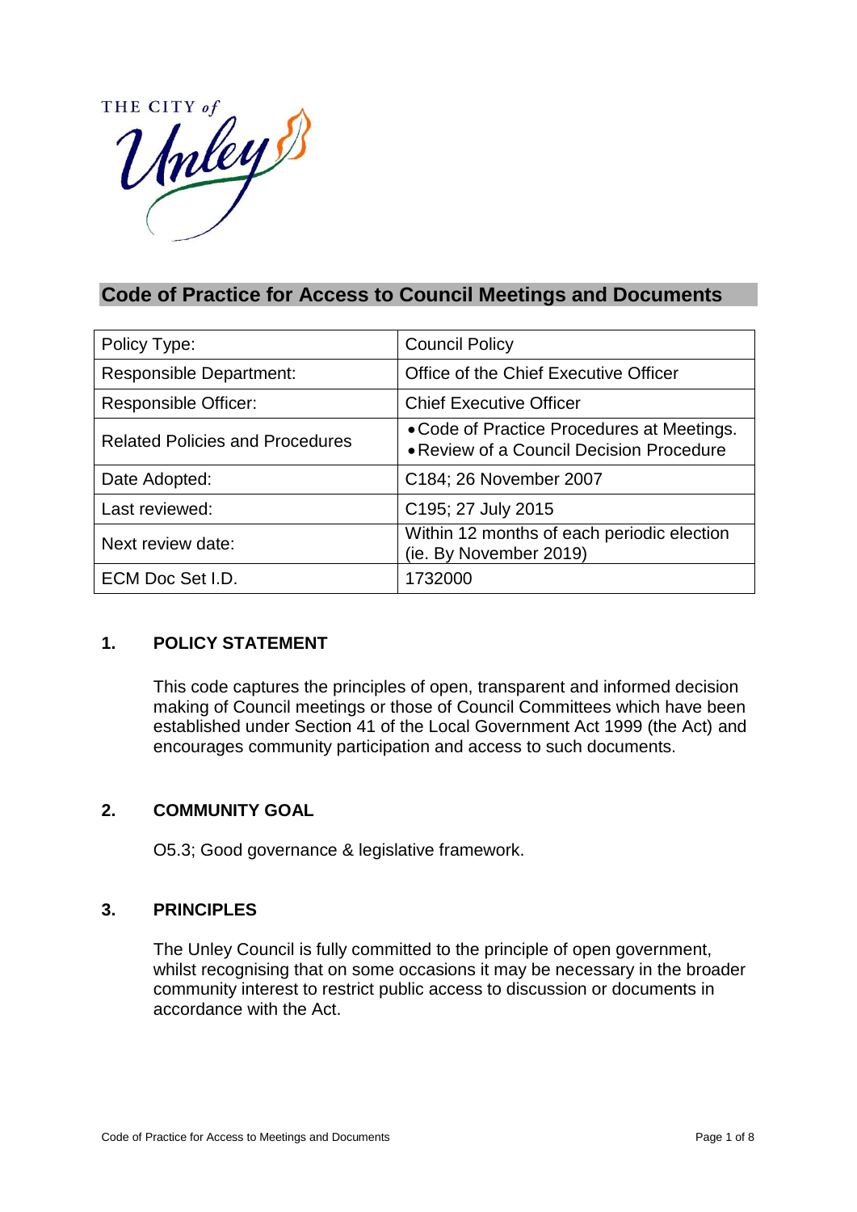# Code of Practice for Access to Council Meetings and Documents

| Policy Type: | Council Policy |
|---|---|
| Responsible Department: | Office of the Chief Executive Officer |
| Responsible Officer: | Chief Executive Officer |
| Related Policies and Procedures | • Code of Practice Procedures at Meetings.<br>• Review of a Council Decision Procedure |
| Date Adopted: | C184; 26 November 2007 |
| Last reviewed: | C195; 27 July 2015 |
| Next review date: | Within 12 months of each periodic election (ie. By November 2019) |
| ECM Doc Set I.D. | 1732000 |

## 1. POLICY STATEMENT

This code captures the principles of open, transparent and informed decision making of Council meetings or those of Council Committees which have been established under Section 41 of the Local Government Act 1999 (the Act) and encourages community participation and access to such documents.

## 2. COMMUNITY GOAL

O5.3; Good governance & legislative framework.

## 3. PRINCIPLES

The Unley Council is fully committed to the principle of open government, whilst recognising that on some occasions it may be necessary in the broader community interest to restrict public access to discussion or documents in accordance with the Act.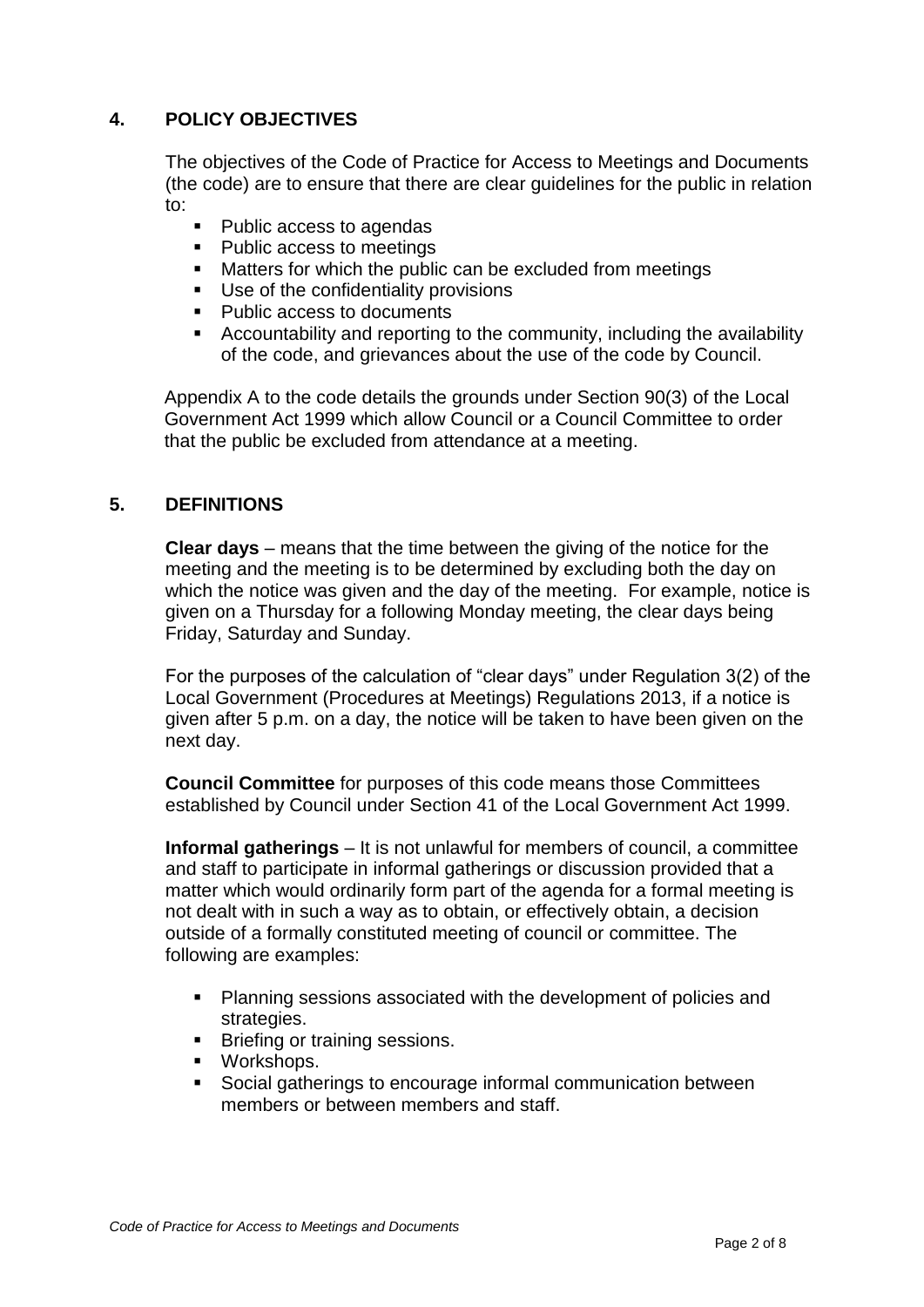## 4. POLICY OBJECTIVES

The objectives of the Code of Practice for Access to Meetings and Documents (the code) are to ensure that there are clear guidelines for the public in relation to:

- Public access to agendas
- Public access to meetings
- Matters for which the public can be excluded from meetings
- Use of the confidentiality provisions
- Public access to documents
- Accountability and reporting to the community, including the availability of the code, and grievances about the use of the code by Council.

Appendix A to the code details the grounds under Section 90(3) of the Local Government Act 1999 which allow Council or a Council Committee to order that the public be excluded from attendance at a meeting.

## 5. DEFINITIONS

**Clear days** – means that the time between the giving of the notice for the meeting and the meeting is to be determined by excluding both the day on which the notice was given and the day of the meeting. For example, notice is given on a Thursday for a following Monday meeting, the clear days being Friday, Saturday and Sunday.

For the purposes of the calculation of "clear days" under Regulation 3(2) of the Local Government (Procedures at Meetings) Regulations 2013, if a notice is given after 5 p.m. on a day, the notice will be taken to have been given on the next day.

**Council Committee** for purposes of this code means those Committees established by Council under Section 41 of the Local Government Act 1999.

**Informal gatherings** – It is not unlawful for members of council, a committee and staff to participate in informal gatherings or discussion provided that a matter which would ordinarily form part of the agenda for a formal meeting is not dealt with in such a way as to obtain, or effectively obtain, a decision outside of a formally constituted meeting of council or committee. The following are examples:

- Planning sessions associated with the development of policies and strategies.
- Briefing or training sessions.
- Workshops.
- Social gatherings to encourage informal communication between members or between members and staff.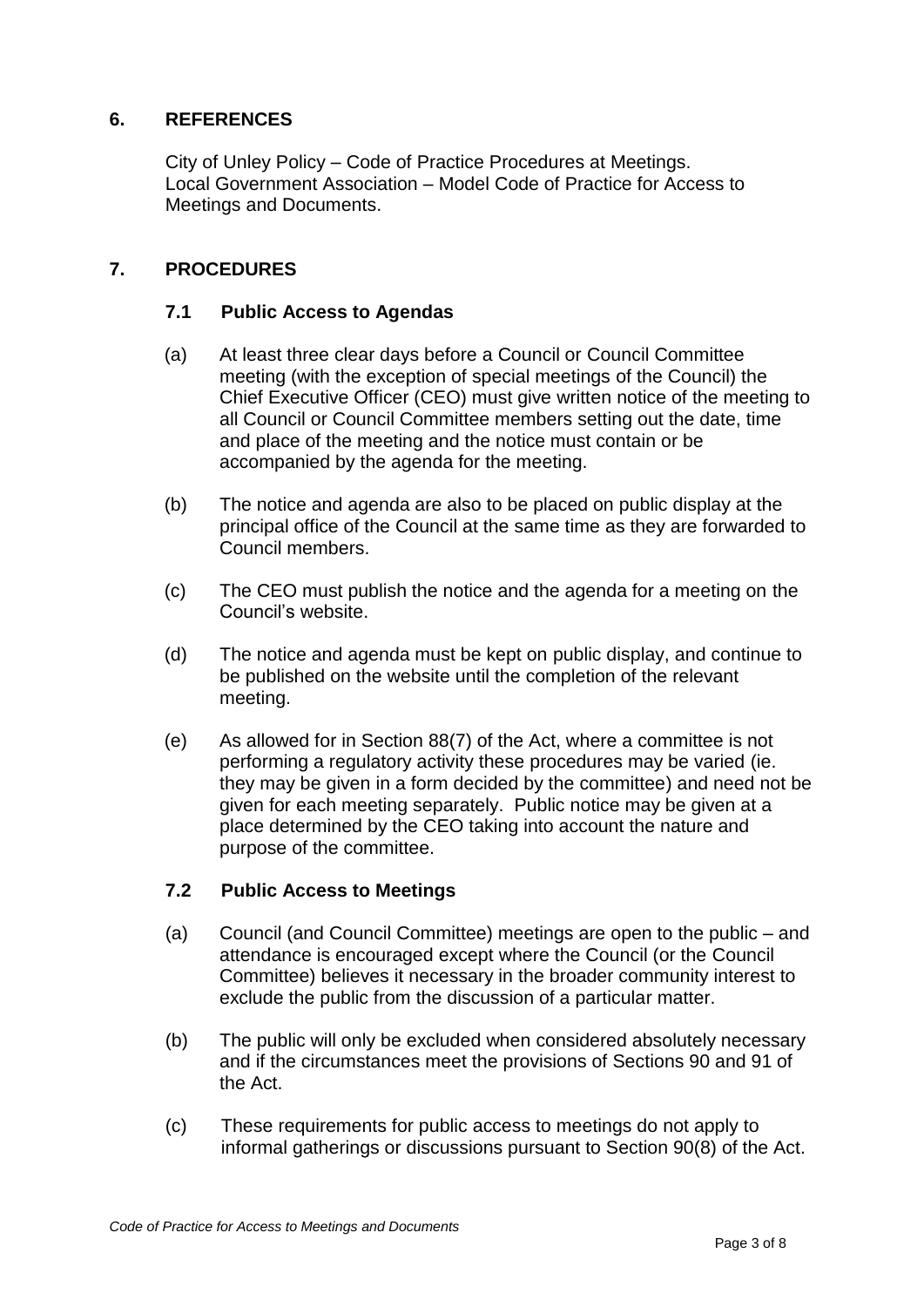## 6. REFERENCES

City of Unley Policy – Code of Practice Procedures at Meetings.
Local Government Association – Model Code of Practice for Access to Meetings and Documents.

## 7. PROCEDURES

### 7.1 Public Access to Agendas

(a) At least three clear days before a Council or Council Committee meeting (with the exception of special meetings of the Council) the Chief Executive Officer (CEO) must give written notice of the meeting to all Council or Council Committee members setting out the date, time and place of the meeting and the notice must contain or be accompanied by the agenda for the meeting.

(b) The notice and agenda are also to be placed on public display at the principal office of the Council at the same time as they are forwarded to Council members.

(c) The CEO must publish the notice and the agenda for a meeting on the Council's website.

(d) The notice and agenda must be kept on public display, and continue to be published on the website until the completion of the relevant meeting.

(e) As allowed for in Section 88(7) of the Act, where a committee is not performing a regulatory activity these procedures may be varied (ie. they may be given in a form decided by the committee) and need not be given for each meeting separately. Public notice may be given at a place determined by the CEO taking into account the nature and purpose of the committee.

### 7.2 Public Access to Meetings

(a) Council (and Council Committee) meetings are open to the public – and attendance is encouraged except where the Council (or the Council Committee) believes it necessary in the broader community interest to exclude the public from the discussion of a particular matter.

(b) The public will only be excluded when considered absolutely necessary and if the circumstances meet the provisions of Sections 90 and 91 of the Act.

(c) These requirements for public access to meetings do not apply to informal gatherings or discussions pursuant to Section 90(8) of the Act.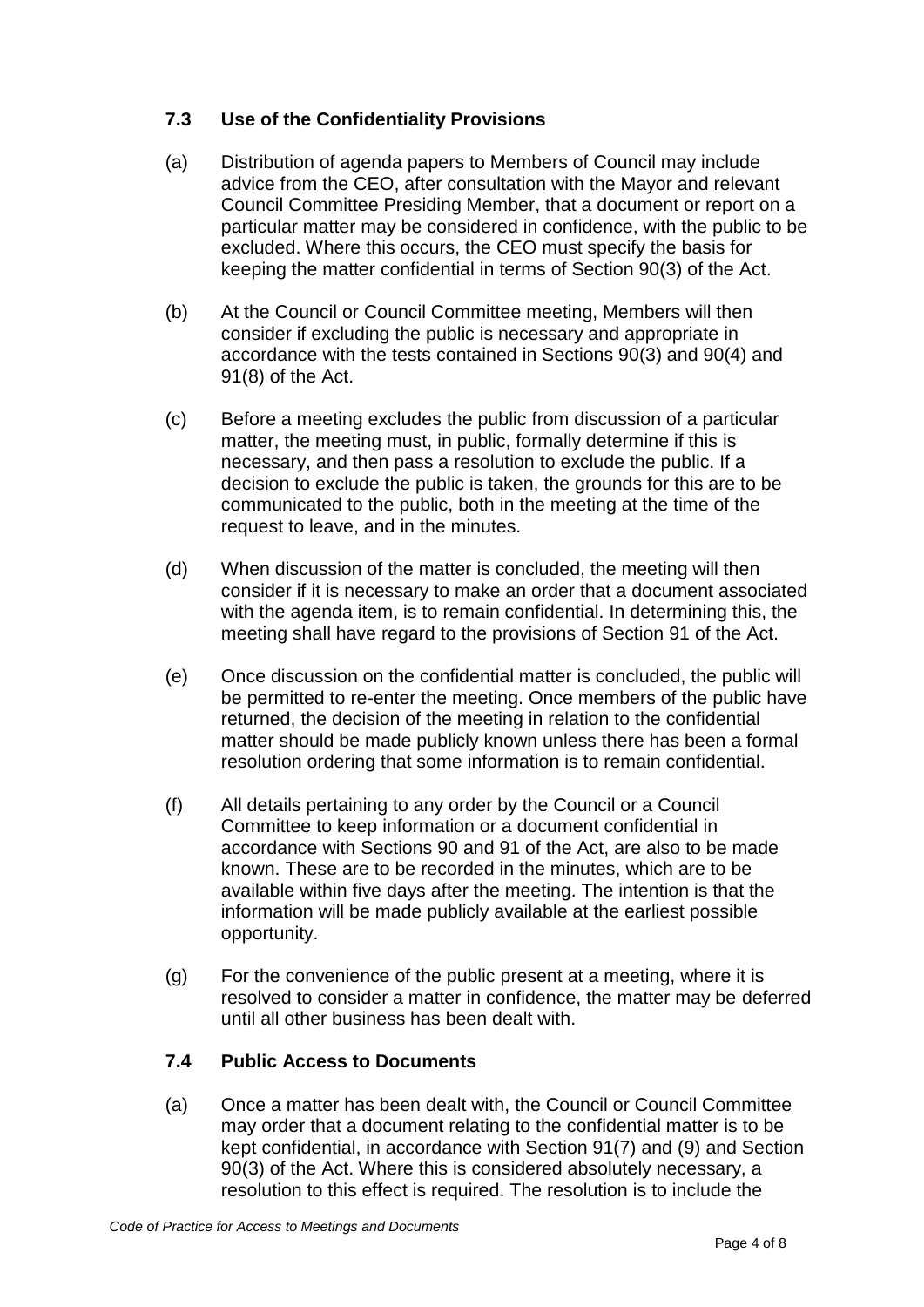### 7.3 Use of the Confidentiality Provisions

(a) Distribution of agenda papers to Members of Council may include advice from the CEO, after consultation with the Mayor and relevant Council Committee Presiding Member, that a document or report on a particular matter may be considered in confidence, with the public to be excluded. Where this occurs, the CEO must specify the basis for keeping the matter confidential in terms of Section 90(3) of the Act.

(b) At the Council or Council Committee meeting, Members will then consider if excluding the public is necessary and appropriate in accordance with the tests contained in Sections 90(3) and 90(4) and 91(8) of the Act.

(c) Before a meeting excludes the public from discussion of a particular matter, the meeting must, in public, formally determine if this is necessary, and then pass a resolution to exclude the public. If a decision to exclude the public is taken, the grounds for this are to be communicated to the public, both in the meeting at the time of the request to leave, and in the minutes.

(d) When discussion of the matter is concluded, the meeting will then consider if it is necessary to make an order that a document associated with the agenda item, is to remain confidential. In determining this, the meeting shall have regard to the provisions of Section 91 of the Act.

(e) Once discussion on the confidential matter is concluded, the public will be permitted to re-enter the meeting. Once members of the public have returned, the decision of the meeting in relation to the confidential matter should be made publicly known unless there has been a formal resolution ordering that some information is to remain confidential.

(f) All details pertaining to any order by the Council or a Council Committee to keep information or a document confidential in accordance with Sections 90 and 91 of the Act, are also to be made known. These are to be recorded in the minutes, which are to be available within five days after the meeting. The intention is that the information will be made publicly available at the earliest possible opportunity.

(g) For the convenience of the public present at a meeting, where it is resolved to consider a matter in confidence, the matter may be deferred until all other business has been dealt with.

### 7.4 Public Access to Documents

(a) Once a matter has been dealt with, the Council or Council Committee may order that a document relating to the confidential matter is to be kept confidential, in accordance with Section 91(7) and (9) and Section 90(3) of the Act. Where this is considered absolutely necessary, a resolution to this effect is required. The resolution is to include the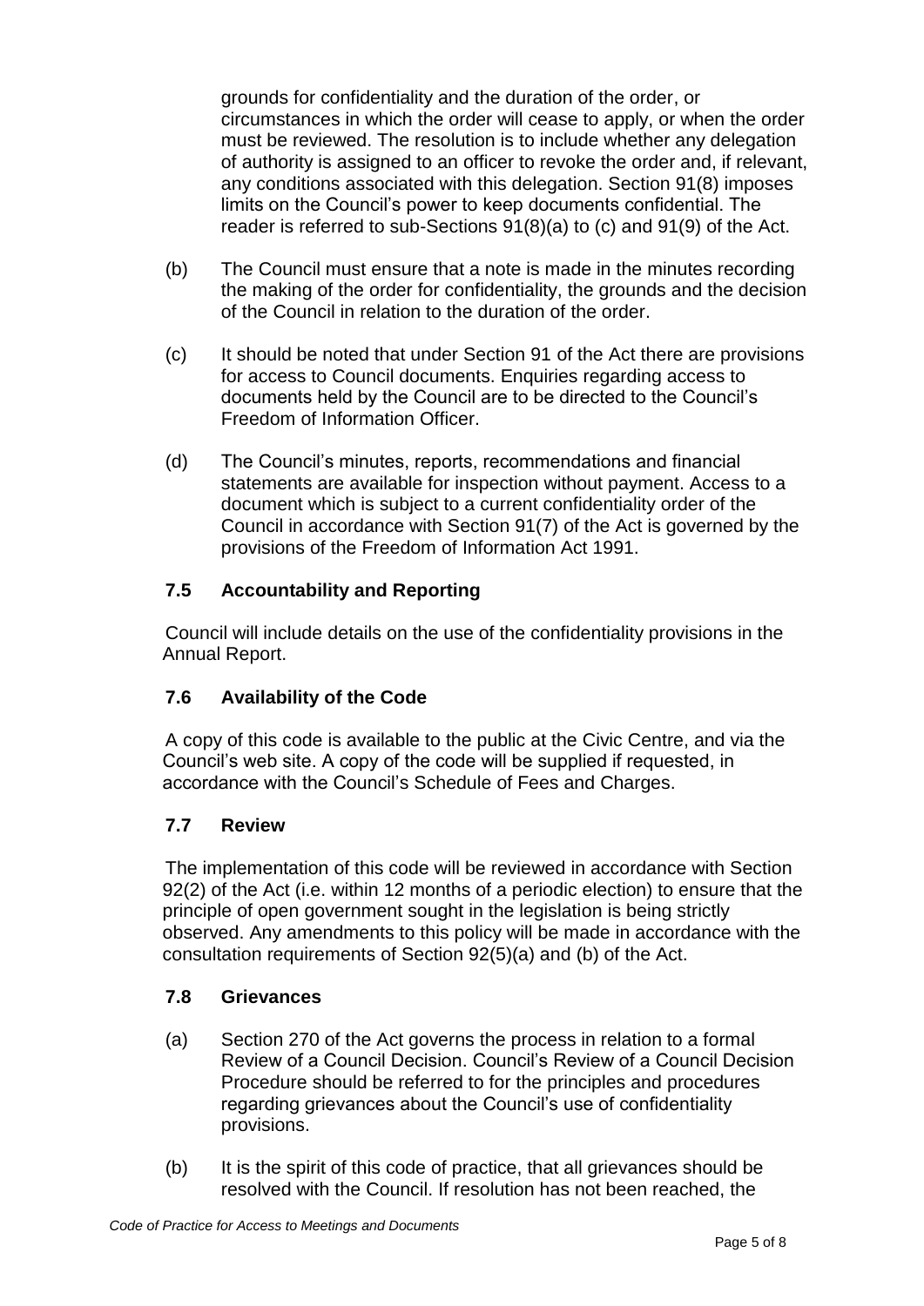grounds for confidentiality and the duration of the order, or circumstances in which the order will cease to apply, or when the order must be reviewed. The resolution is to include whether any delegation of authority is assigned to an officer to revoke the order and, if relevant, any conditions associated with this delegation. Section 91(8) imposes limits on the Council's power to keep documents confidential. The reader is referred to sub-Sections 91(8)(a) to (c) and 91(9) of the Act.

(b) The Council must ensure that a note is made in the minutes recording the making of the order for confidentiality, the grounds and the decision of the Council in relation to the duration of the order.

(c) It should be noted that under Section 91 of the Act there are provisions for access to Council documents. Enquiries regarding access to documents held by the Council are to be directed to the Council's Freedom of Information Officer.

(d) The Council's minutes, reports, recommendations and financial statements are available for inspection without payment. Access to a document which is subject to a current confidentiality order of the Council in accordance with Section 91(7) of the Act is governed by the provisions of the Freedom of Information Act 1991.

### 7.5 Accountability and Reporting

Council will include details on the use of the confidentiality provisions in the Annual Report.

### 7.6 Availability of the Code

A copy of this code is available to the public at the Civic Centre, and via the Council's web site. A copy of the code will be supplied if requested, in accordance with the Council's Schedule of Fees and Charges.

### 7.7 Review

The implementation of this code will be reviewed in accordance with Section 92(2) of the Act (i.e. within 12 months of a periodic election) to ensure that the principle of open government sought in the legislation is being strictly observed. Any amendments to this policy will be made in accordance with the consultation requirements of Section 92(5)(a) and (b) of the Act.

### 7.8 Grievances

(a) Section 270 of the Act governs the process in relation to a formal Review of a Council Decision. Council's Review of a Council Decision Procedure should be referred to for the principles and procedures regarding grievances about the Council's use of confidentiality provisions.

(b) It is the spirit of this code of practice, that all grievances should be resolved with the Council. If resolution has not been reached, the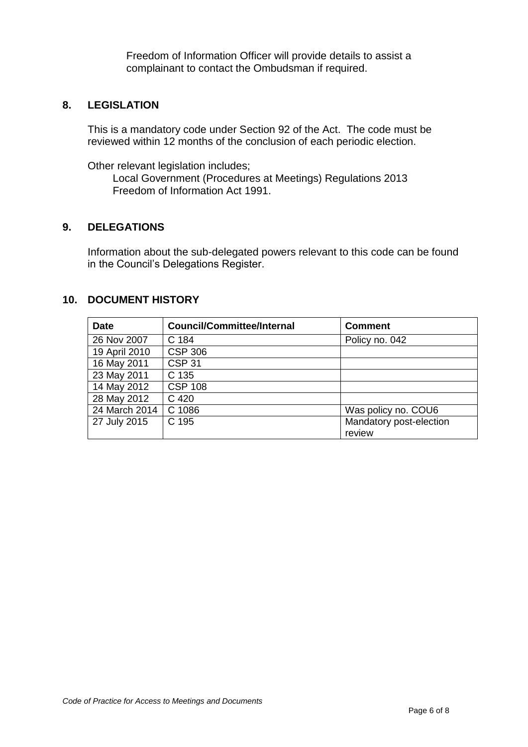Freedom of Information Officer will provide details to assist a complainant to contact the Ombudsman if required.

## 8. LEGISLATION

This is a mandatory code under Section 92 of the Act. The code must be reviewed within 12 months of the conclusion of each periodic election.

Other relevant legislation includes;

Local Government (Procedures at Meetings) Regulations 2013
Freedom of Information Act 1991.

## 9. DELEGATIONS

Information about the sub-delegated powers relevant to this code can be found in the Council's Delegations Register.

## 10. DOCUMENT HISTORY

| Date | Council/Committee/Internal | Comment |
| --- | --- | --- |
| 26 Nov 2007 | C 184 | Policy no. 042 |
| 19 April 2010 | CSP 306 | |
| 16 May 2011 | CSP 31 | |
| 23 May 2011 | C 135 | |
| 14 May 2012 | CSP 108 | |
| 28 May 2012 | C 420 | |
| 24 March 2014 | C 1086 | Was policy no. COU6 |
| 27 July 2015 | C 195 | Mandatory post-election review |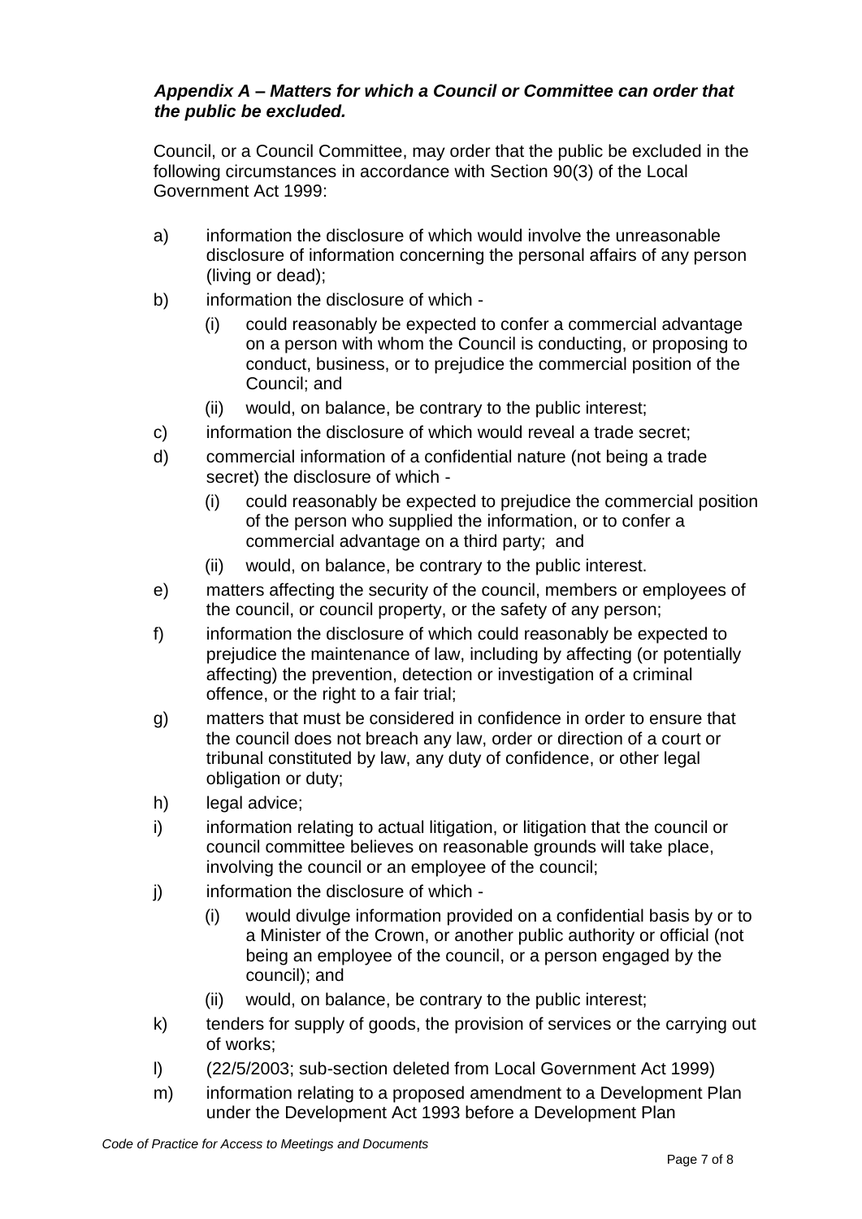***Appendix A – Matters for which a Council or Committee can order that the public be excluded.***

Council, or a Council Committee, may order that the public be excluded in the following circumstances in accordance with Section 90(3) of the Local Government Act 1999:

a) information the disclosure of which would involve the unreasonable disclosure of information concerning the personal affairs of any person (living or dead);

b) information the disclosure of which -
   (i) could reasonably be expected to confer a commercial advantage on a person with whom the Council is conducting, or proposing to conduct, business, or to prejudice the commercial position of the Council; and
   (ii) would, on balance, be contrary to the public interest;

c) information the disclosure of which would reveal a trade secret;

d) commercial information of a confidential nature (not being a trade secret) the disclosure of which -
   (i) could reasonably be expected to prejudice the commercial position of the person who supplied the information, or to confer a commercial advantage on a third party; and
   (ii) would, on balance, be contrary to the public interest.

e) matters affecting the security of the council, members or employees of the council, or council property, or the safety of any person;

f) information the disclosure of which could reasonably be expected to prejudice the maintenance of law, including by affecting (or potentially affecting) the prevention, detection or investigation of a criminal offence, or the right to a fair trial;

g) matters that must be considered in confidence in order to ensure that the council does not breach any law, order or direction of a court or tribunal constituted by law, any duty of confidence, or other legal obligation or duty;

h) legal advice;

i) information relating to actual litigation, or litigation that the council or council committee believes on reasonable grounds will take place, involving the council or an employee of the council;

j) information the disclosure of which -
   (i) would divulge information provided on a confidential basis by or to a Minister of the Crown, or another public authority or official (not being an employee of the council, or a person engaged by the council); and
   (ii) would, on balance, be contrary to the public interest;

k) tenders for supply of goods, the provision of services or the carrying out of works;

l) (22/5/2003; sub-section deleted from Local Government Act 1999)

m) information relating to a proposed amendment to a Development Plan under the Development Act 1993 before a Development Plan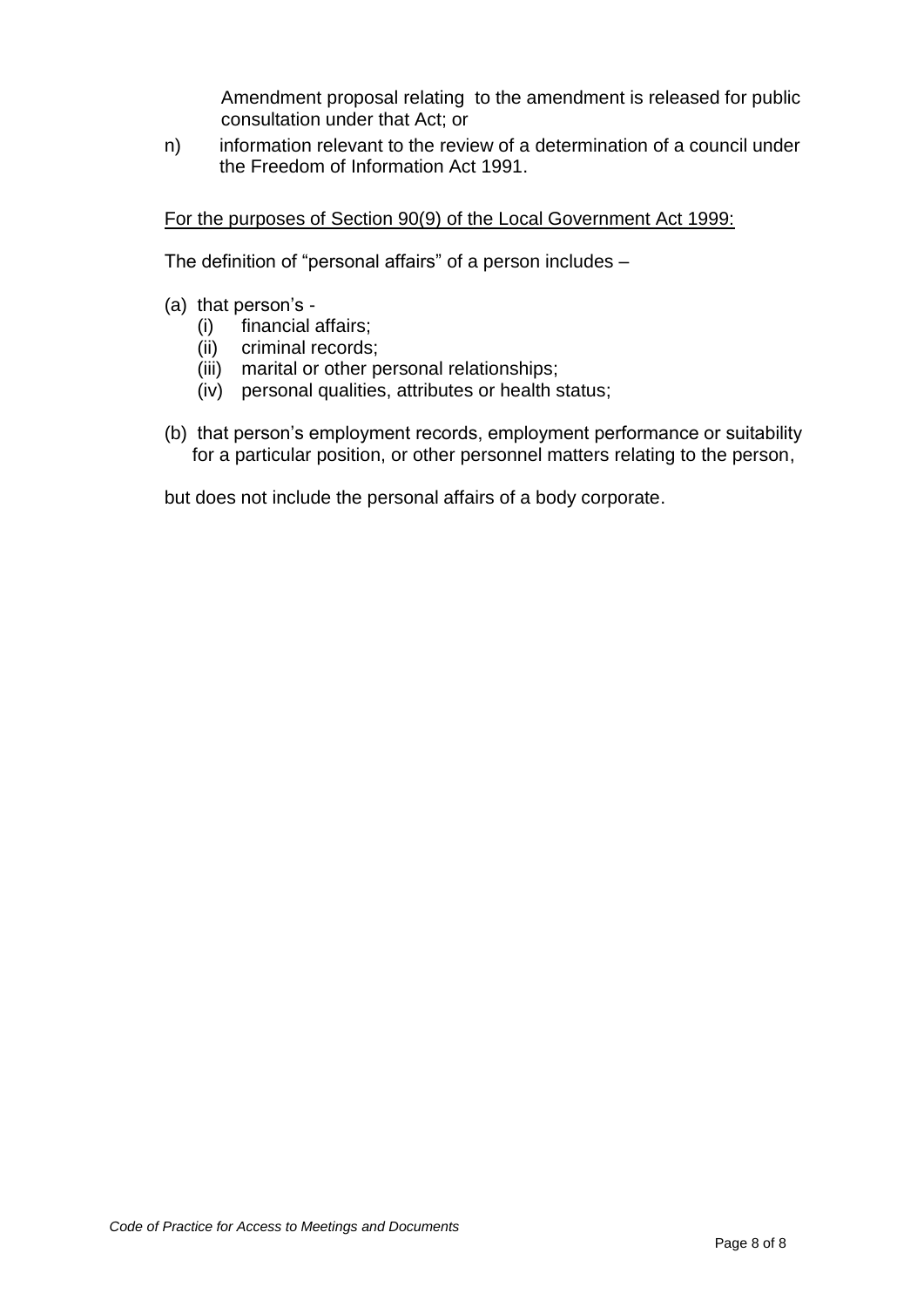Amendment proposal relating to the amendment is released for public consultation under that Act; or

n) information relevant to the review of a determination of a council under the Freedom of Information Act 1991.

<u>For the purposes of Section 90(9) of the Local Government Act 1999:</u>

The definition of "personal affairs" of a person includes –

(a) that person's -
   (i) financial affairs;
   (ii) criminal records;
   (iii) marital or other personal relationships;
   (iv) personal qualities, attributes or health status;

(b) that person's employment records, employment performance or suitability for a particular position, or other personnel matters relating to the person,

but does not include the personal affairs of a body corporate.